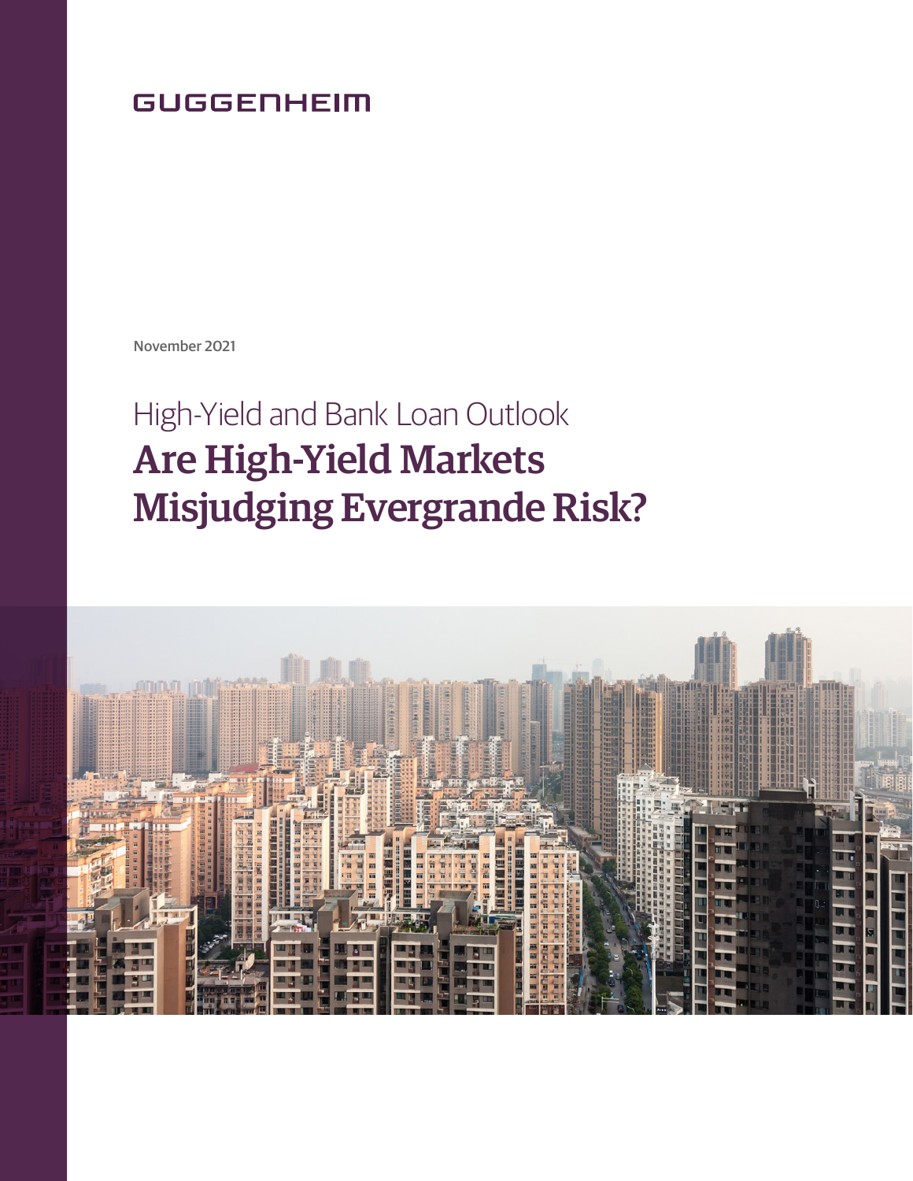GUGGENHEIM

November 2021

High-Yield and Bank Loan Outlook

# Are High-Yield Markets Misjudging Evergrande Risk?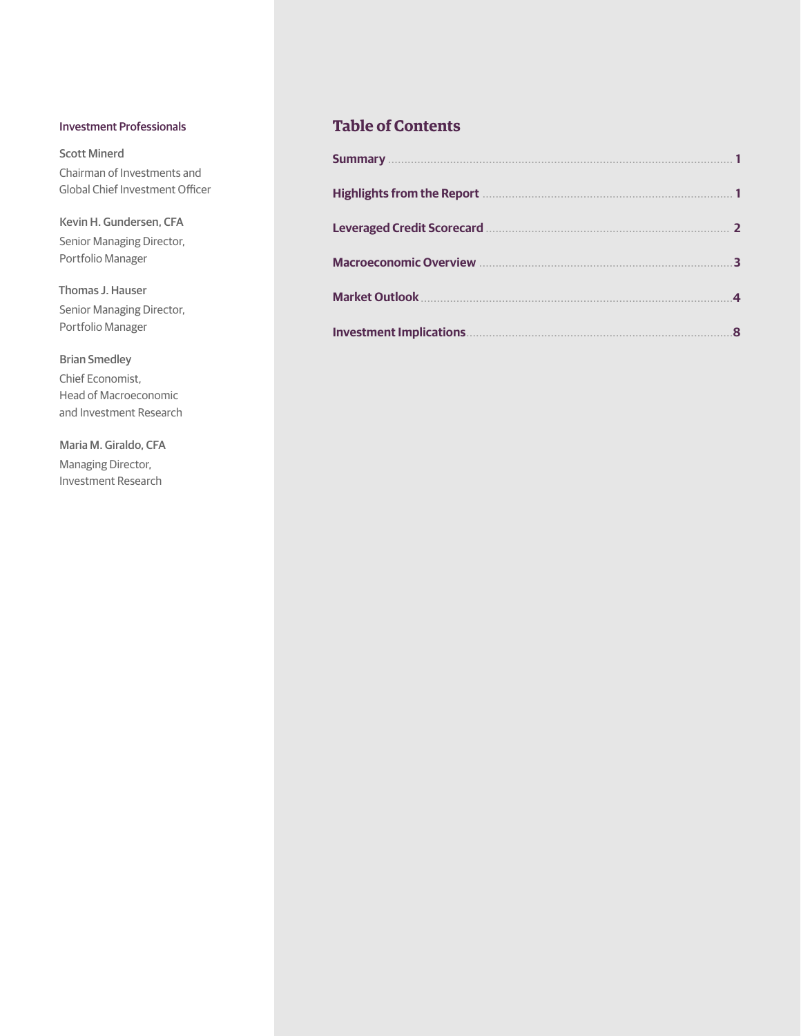## Investment Professionals

**Scott Minerd**
Chairman of Investments and Global Chief Investment Officer

**Kevin H. Gundersen, CFA**
Senior Managing Director, Portfolio Manager

**Thomas J. Hauser**
Senior Managing Director, Portfolio Manager

**Brian Smedley**
Chief Economist, Head of Macroeconomic and Investment Research

**Maria M. Giraldo, CFA**
Managing Director, Investment Research

## Table of Contents

- **Summary** ........ 1
- **Highlights from the Report** ........ 1
- **Leveraged Credit Scorecard** ........ 2
- **Macroeconomic Overview** ........ 3
- **Market Outlook** ........ 4
- **Investment Implications** ........ 8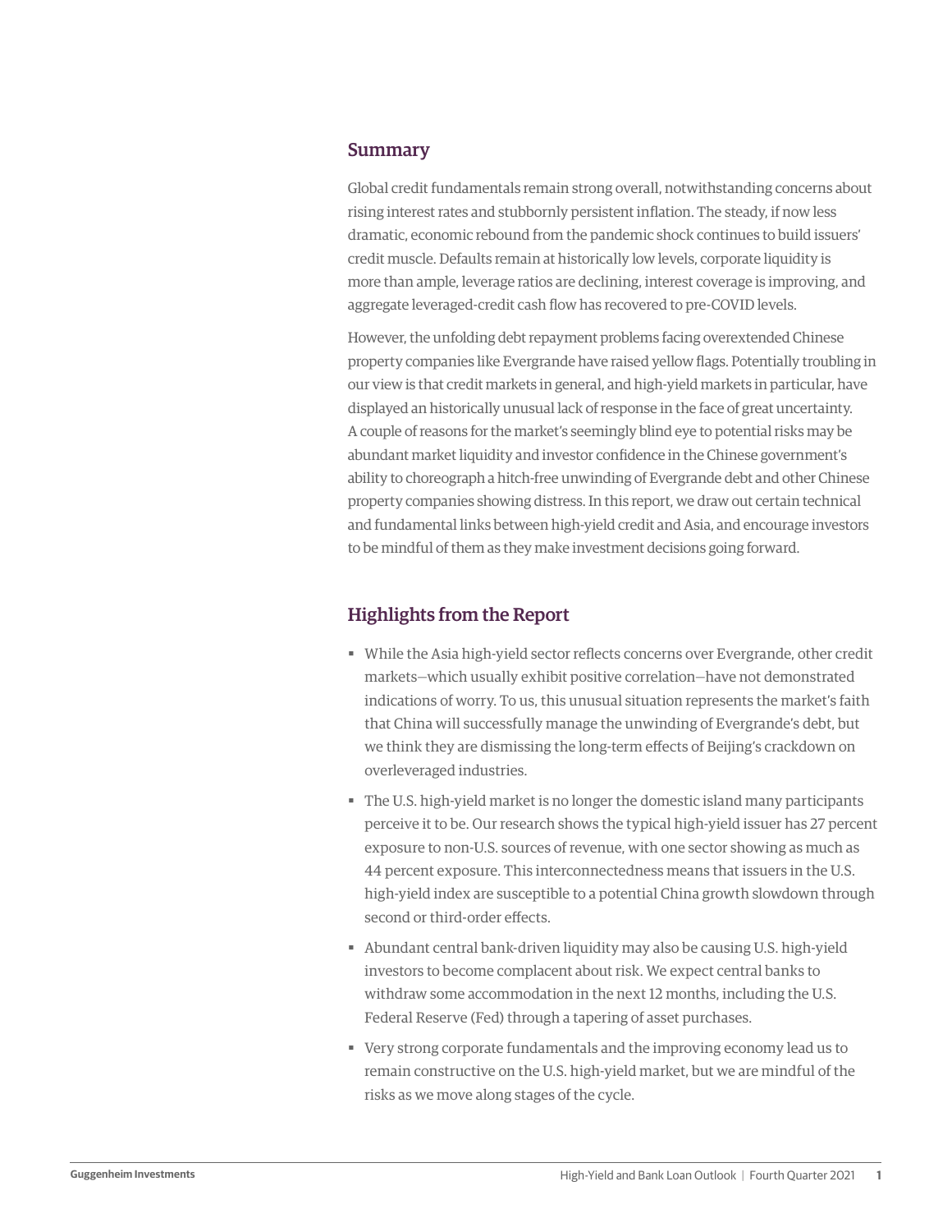## Summary

Global credit fundamentals remain strong overall, notwithstanding concerns about rising interest rates and stubbornly persistent inflation. The steady, if now less dramatic, economic rebound from the pandemic shock continues to build issuers' credit muscle. Defaults remain at historically low levels, corporate liquidity is more than ample, leverage ratios are declining, interest coverage is improving, and aggregate leveraged-credit cash flow has recovered to pre-COVID levels.

However, the unfolding debt repayment problems facing overextended Chinese property companies like Evergrande have raised yellow flags. Potentially troubling in our view is that credit markets in general, and high-yield markets in particular, have displayed an historically unusual lack of response in the face of great uncertainty. A couple of reasons for the market's seemingly blind eye to potential risks may be abundant market liquidity and investor confidence in the Chinese government's ability to choreograph a hitch-free unwinding of Evergrande debt and other Chinese property companies showing distress. In this report, we draw out certain technical and fundamental links between high-yield credit and Asia, and encourage investors to be mindful of them as they make investment decisions going forward.

## Highlights from the Report

- While the Asia high-yield sector reflects concerns over Evergrande, other credit markets—which usually exhibit positive correlation—have not demonstrated indications of worry. To us, this unusual situation represents the market's faith that China will successfully manage the unwinding of Evergrande's debt, but we think they are dismissing the long-term effects of Beijing's crackdown on overleveraged industries.
- The U.S. high-yield market is no longer the domestic island many participants perceive it to be. Our research shows the typical high-yield issuer has 27 percent exposure to non-U.S. sources of revenue, with one sector showing as much as 44 percent exposure. This interconnectedness means that issuers in the U.S. high-yield index are susceptible to a potential China growth slowdown through second or third-order effects.
- Abundant central bank-driven liquidity may also be causing U.S. high-yield investors to become complacent about risk. We expect central banks to withdraw some accommodation in the next 12 months, including the U.S. Federal Reserve (Fed) through a tapering of asset purchases.
- Very strong corporate fundamentals and the improving economy lead us to remain constructive on the U.S. high-yield market, but we are mindful of the risks as we move along stages of the cycle.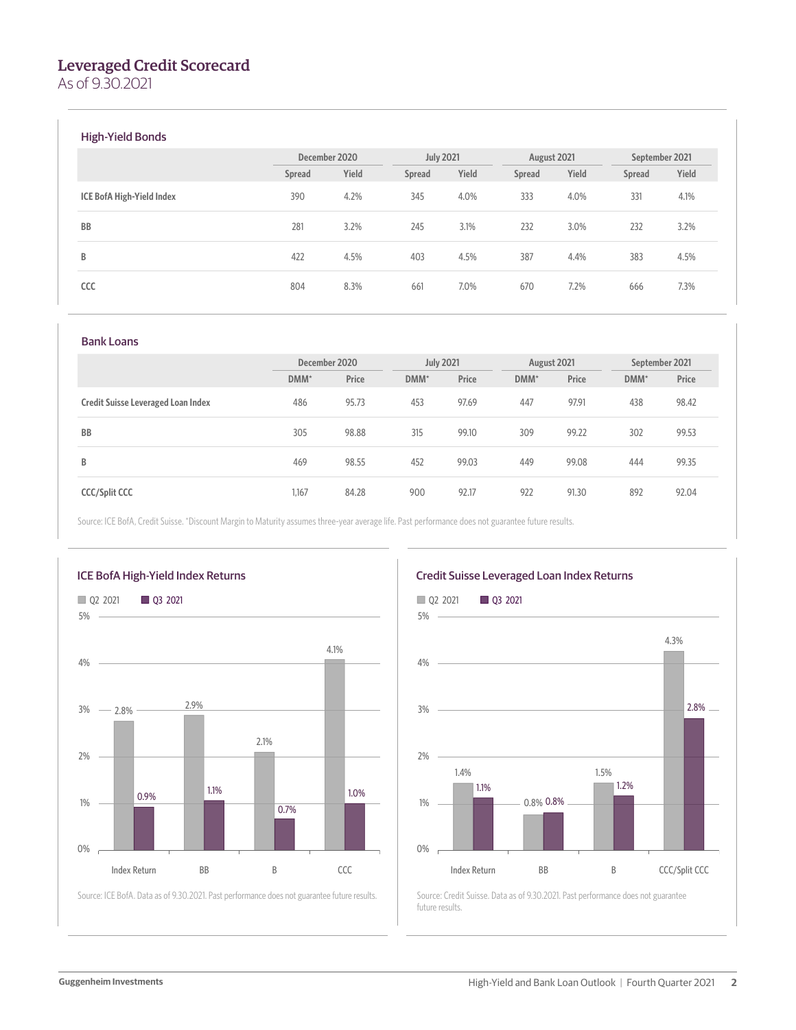# Leveraged Credit Scorecard

As of 9.30.2021

## High-Yield Bonds

| | December 2020 | | July 2021 | | August 2021 | | September 2021 | |
|---|---|---|---|---|---|---|---|---|
| | Spread | Yield | Spread | Yield | Spread | Yield | Spread | Yield |
| **ICE BofA High-Yield Index** | 390 | 4.2% | 345 | 4.0% | 333 | 4.0% | 331 | 4.1% |
| **BB** | 281 | 3.2% | 245 | 3.1% | 232 | 3.0% | 232 | 3.2% |
| **B** | 422 | 4.5% | 403 | 4.5% | 387 | 4.4% | 383 | 4.5% |
| **CCC** | 804 | 8.3% | 661 | 7.0% | 670 | 7.2% | 666 | 7.3% |

## Bank Loans

| | December 2020 | | July 2021 | | August 2021 | | September 2021 | |
|---|---|---|---|---|---|---|---|---|
| | DMM* | Price | DMM* | Price | DMM* | Price | DMM* | Price |
| **Credit Suisse Leveraged Loan Index** | 486 | 95.73 | 453 | 97.69 | 447 | 97.91 | 438 | 98.42 |
| **BB** | 305 | 98.88 | 315 | 99.10 | 309 | 99.22 | 302 | 99.53 |
| **B** | 469 | 98.55 | 452 | 99.03 | 449 | 99.08 | 444 | 99.35 |
| **CCC/Split CCC** | 1,167 | 84.28 | 900 | 92.17 | 922 | 91.30 | 892 | 92.04 |

Source: ICE BofA, Credit Suisse. *Discount Margin to Maturity assumes three-year average life. Past performance does not guarantee future results.

## ICE BofA High-Yield Index Returns

| | Q2 2021 | Q3 2021 |
|---|---|---|
| Index Return | 2.8% | 0.9% |
| BB | 2.9% | 1.1% |
| B | 2.1% | 0.7% |
| CCC | 4.1% | 1.0% |

Source: ICE BofA. Data as of 9.30.2021. Past performance does not guarantee future results.

## Credit Suisse Leveraged Loan Index Returns

| | Q2 2021 | Q3 2021 |
|---|---|---|
| Index Return | 1.4% | 1.1% |
| BB | 0.8% | 0.8% |
| B | 1.5% | 1.2% |
| CCC/Split CCC | 4.3% | 2.8% |

Source: Credit Suisse. Data as of 9.30.2021. Past performance does not guarantee future results.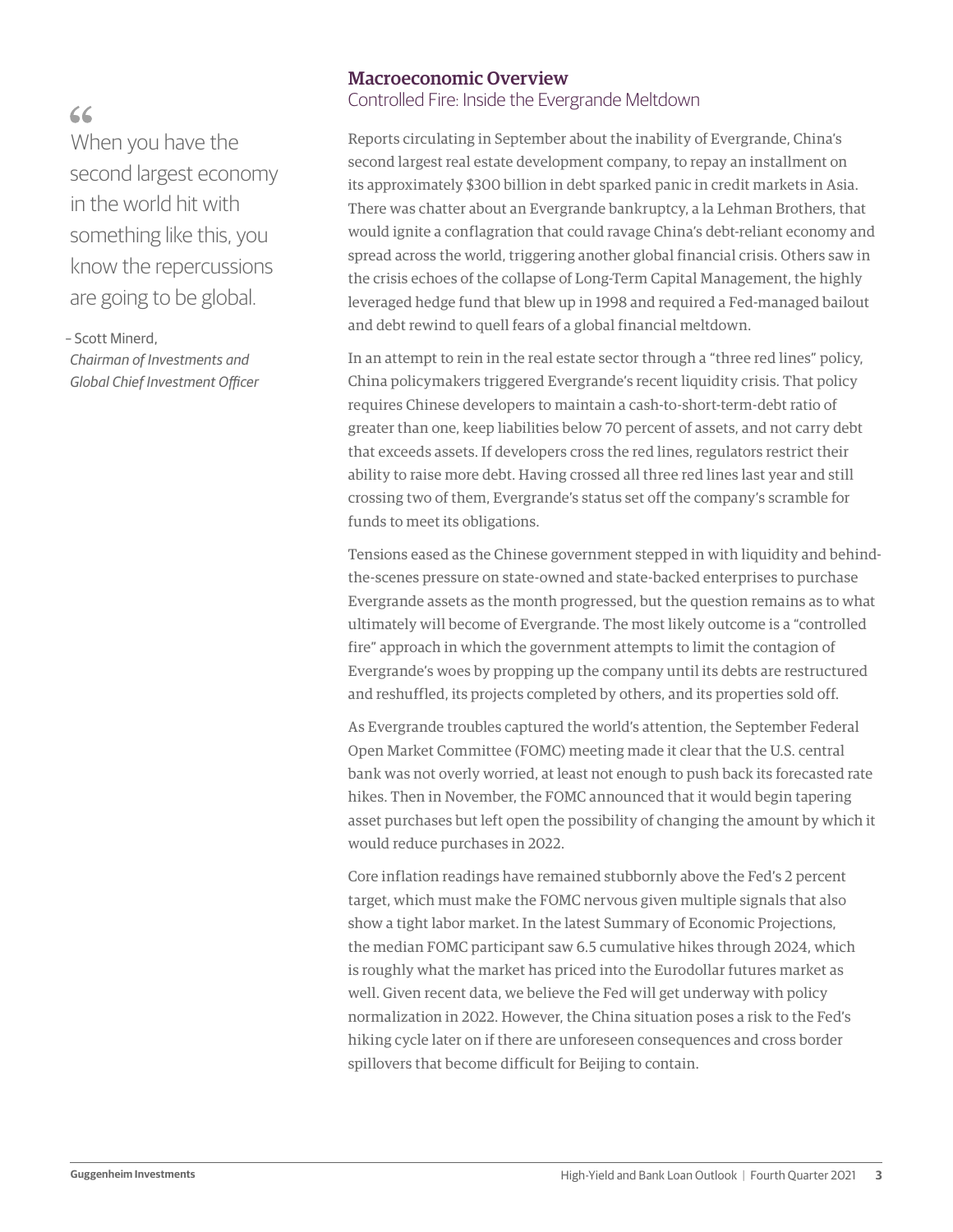> “When you have the second largest economy in the world hit with something like this, you know the repercussions are going to be global.
>
> – Scott Minerd,
> *Chairman of Investments and Global Chief Investment Officer*

## Macroeconomic Overview

### Controlled Fire: Inside the Evergrande Meltdown

Reports circulating in September about the inability of Evergrande, China's second largest real estate development company, to repay an installment on its approximately $300 billion in debt sparked panic in credit markets in Asia. There was chatter about an Evergrande bankruptcy, a la Lehman Brothers, that would ignite a conflagration that could ravage China's debt-reliant economy and spread across the world, triggering another global financial crisis. Others saw in the crisis echoes of the collapse of Long-Term Capital Management, the highly leveraged hedge fund that blew up in 1998 and required a Fed-managed bailout and debt rewind to quell fears of a global financial meltdown.

In an attempt to rein in the real estate sector through a "three red lines" policy, China policymakers triggered Evergrande's recent liquidity crisis. That policy requires Chinese developers to maintain a cash-to-short-term-debt ratio of greater than one, keep liabilities below 70 percent of assets, and not carry debt that exceeds assets. If developers cross the red lines, regulators restrict their ability to raise more debt. Having crossed all three red lines last year and still crossing two of them, Evergrande's status set off the company's scramble for funds to meet its obligations.

Tensions eased as the Chinese government stepped in with liquidity and behind-the-scenes pressure on state-owned and state-backed enterprises to purchase Evergrande assets as the month progressed, but the question remains as to what ultimately will become of Evergrande. The most likely outcome is a "controlled fire" approach in which the government attempts to limit the contagion of Evergrande's woes by propping up the company until its debts are restructured and reshuffled, its projects completed by others, and its properties sold off.

As Evergrande troubles captured the world's attention, the September Federal Open Market Committee (FOMC) meeting made it clear that the U.S. central bank was not overly worried, at least not enough to push back its forecasted rate hikes. Then in November, the FOMC announced that it would begin tapering asset purchases but left open the possibility of changing the amount by which it would reduce purchases in 2022.

Core inflation readings have remained stubbornly above the Fed's 2 percent target, which must make the FOMC nervous given multiple signals that also show a tight labor market. In the latest Summary of Economic Projections, the median FOMC participant saw 6.5 cumulative hikes through 2024, which is roughly what the market has priced into the Eurodollar futures market as well. Given recent data, we believe the Fed will get underway with policy normalization in 2022. However, the China situation poses a risk to the Fed's hiking cycle later on if there are unforeseen consequences and cross border spillovers that become difficult for Beijing to contain.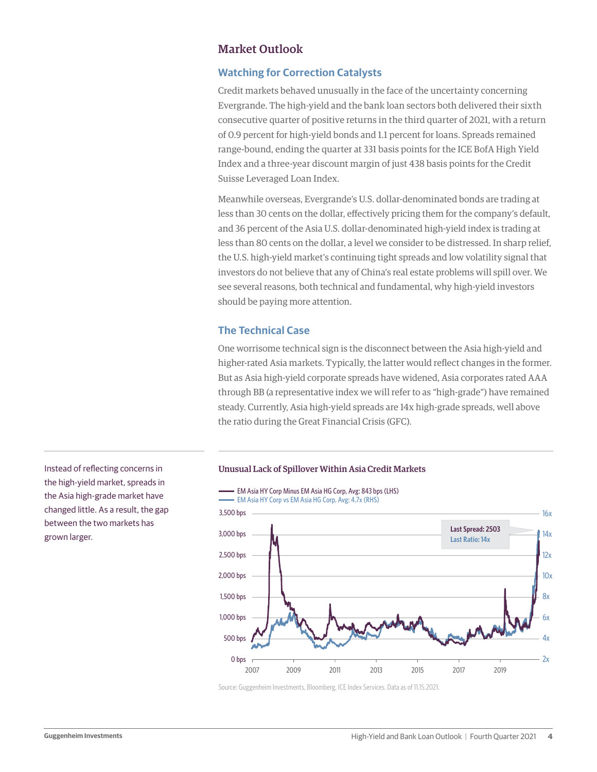## Market Outlook

### Watching for Correction Catalysts

Credit markets behaved unusually in the face of the uncertainty concerning Evergrande. The high-yield and the bank loan sectors both delivered their sixth consecutive quarter of positive returns in the third quarter of 2021, with a return of 0.9 percent for high-yield bonds and 1.1 percent for loans. Spreads remained range-bound, ending the quarter at 331 basis points for the ICE BofA High Yield Index and a three-year discount margin of just 438 basis points for the Credit Suisse Leveraged Loan Index.

Meanwhile overseas, Evergrande's U.S. dollar-denominated bonds are trading at less than 30 cents on the dollar, effectively pricing them for the company's default, and 36 percent of the Asia U.S. dollar-denominated high-yield index is trading at less than 80 cents on the dollar, a level we consider to be distressed. In sharp relief, the U.S. high-yield market's continuing tight spreads and low volatility signal that investors do not believe that any of China's real estate problems will spill over. We see several reasons, both technical and fundamental, why high-yield investors should be paying more attention.

### The Technical Case

One worrisome technical sign is the disconnect between the Asia high-yield and higher-rated Asia markets. Typically, the latter would reflect changes in the former. But as Asia high-yield corporate spreads have widened, Asia corporates rated AAA through BB (a representative index we will refer to as "high-grade") have remained steady. Currently, Asia high-yield spreads are 14x high-grade spreads, well above the ratio during the Great Financial Crisis (GFC).

Instead of reflecting concerns in the high-yield market, spreads in the Asia high-grade market have changed little. As a result, the gap between the two markets has grown larger.

**Unusual Lack of Spillover Within Asia Credit Markets**

EM Asia HY Corp Minus EM Asia HG Corp, Avg: 843 bps (LHS)
EM Asia HY Corp vs EM Asia HG Corp, Avg: 4.7x (RHS)

Last Spread: 2503
Last Ratio: 14x

Source: Guggenheim Investments, Bloomberg, ICE Index Services. Data as of 11.15.2021.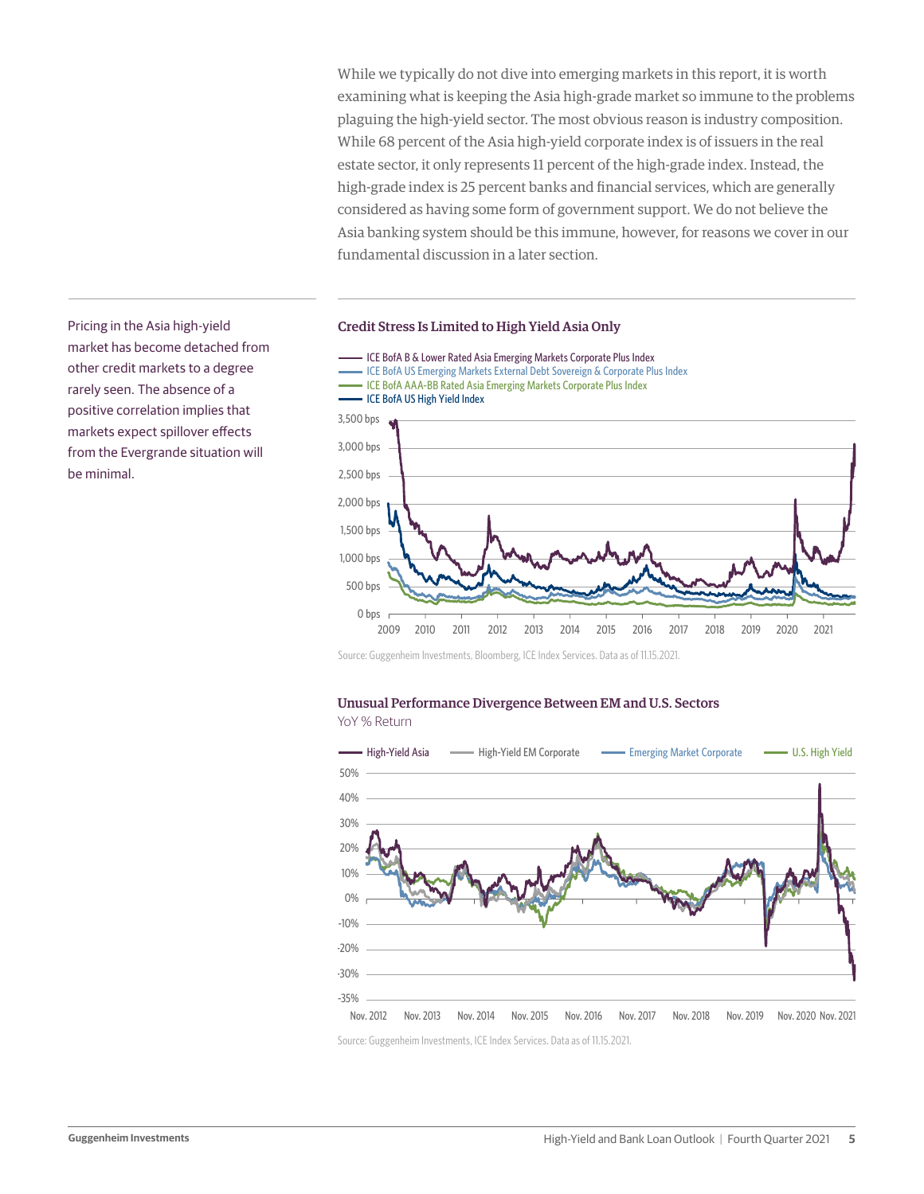While we typically do not dive into emerging markets in this report, it is worth examining what is keeping the Asia high-grade market so immune to the problems plaguing the high-yield sector. The most obvious reason is industry composition. While 68 percent of the Asia high-yield corporate index is of issuers in the real estate sector, it only represents 11 percent of the high-grade index. Instead, the high-grade index is 25 percent banks and financial services, which are generally considered as having some form of government support. We do not believe the Asia banking system should be this immune, however, for reasons we cover in our fundamental discussion in a later section.

Pricing in the Asia high-yield market has become detached from other credit markets to a degree rarely seen. The absence of a positive correlation implies that markets expect spillover effects from the Evergrande situation will be minimal.

### Credit Stress Is Limited to High Yield Asia Only

- ICE BofA B & Lower Rated Asia Emerging Markets Corporate Plus Index
- ICE BofA US Emerging Markets External Debt Sovereign & Corporate Plus Index
- ICE BofA AAA-BB Rated Asia Emerging Markets Corporate Plus Index
- ICE BofA US High Yield Index

Source: Guggenheim Investments, Bloomberg, ICE Index Services. Data as of 11.15.2021.

### Unusual Performance Divergence Between EM and U.S. Sectors

YoY % Return

- High-Yield Asia
- High-Yield EM Corporate
- Emerging Market Corporate
- U.S. High Yield

Source: Guggenheim Investments, ICE Index Services. Data as of 11.15.2021.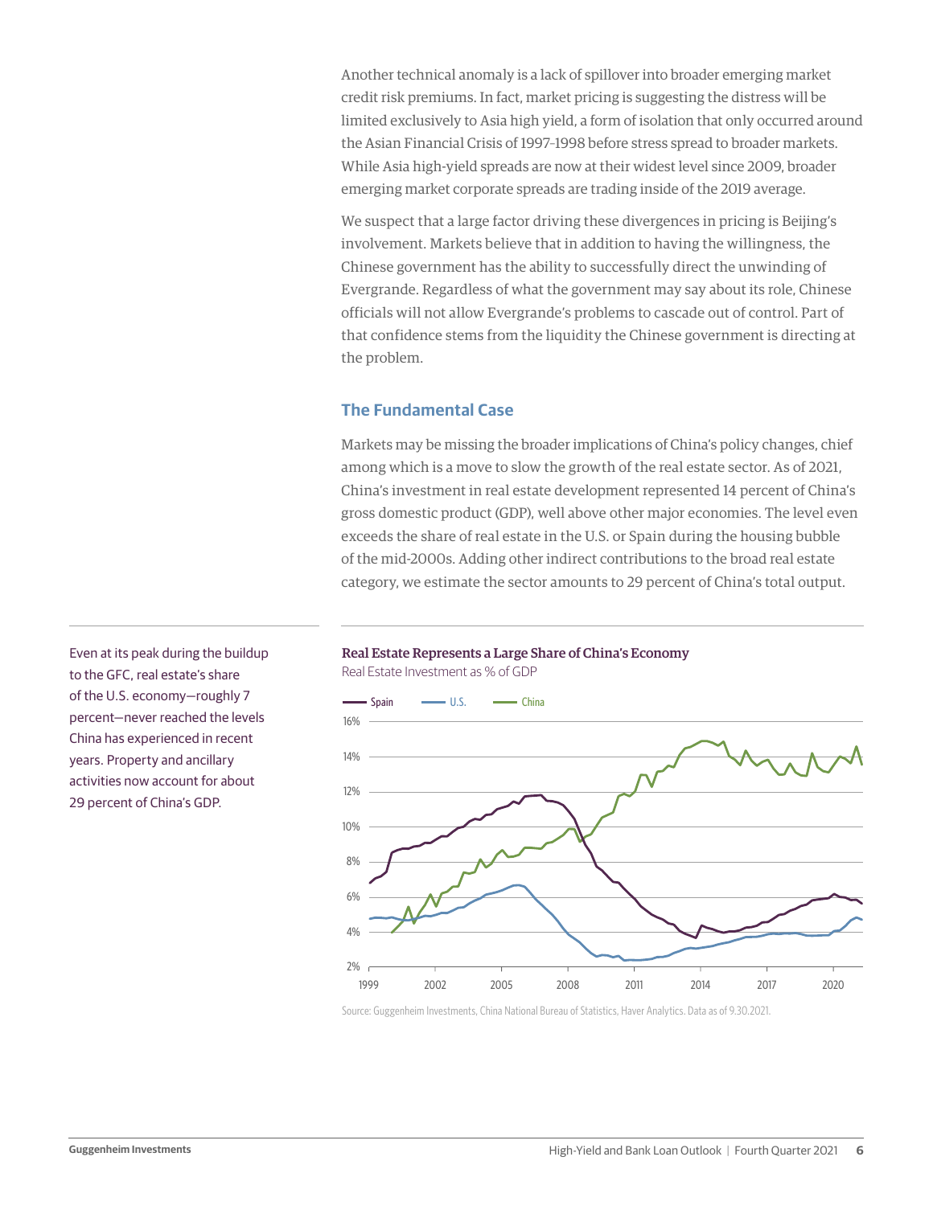Another technical anomaly is a lack of spillover into broader emerging market credit risk premiums. In fact, market pricing is suggesting the distress will be limited exclusively to Asia high yield, a form of isolation that only occurred around the Asian Financial Crisis of 1997–1998 before stress spread to broader markets. While Asia high-yield spreads are now at their widest level since 2009, broader emerging market corporate spreads are trading inside of the 2019 average.

We suspect that a large factor driving these divergences in pricing is Beijing's involvement. Markets believe that in addition to having the willingness, the Chinese government has the ability to successfully direct the unwinding of Evergrande. Regardless of what the government may say about its role, Chinese officials will not allow Evergrande's problems to cascade out of control. Part of that confidence stems from the liquidity the Chinese government is directing at the problem.

## The Fundamental Case

Markets may be missing the broader implications of China's policy changes, chief among which is a move to slow the growth of the real estate sector. As of 2021, China's investment in real estate development represented 14 percent of China's gross domestic product (GDP), well above other major economies. The level even exceeds the share of real estate in the U.S. or Spain during the housing bubble of the mid-2000s. Adding other indirect contributions to the broad real estate category, we estimate the sector amounts to 29 percent of China's total output.

Even at its peak during the buildup to the GFC, real estate's share of the U.S. economy—roughly 7 percent—never reached the levels China has experienced in recent years. Property and ancillary activities now account for about 29 percent of China's GDP.

**Real Estate Represents a Large Share of China's Economy**

Real Estate Investment as % of GDP

Source: Guggenheim Investments, China National Bureau of Statistics, Haver Analytics. Data as of 9.30.2021.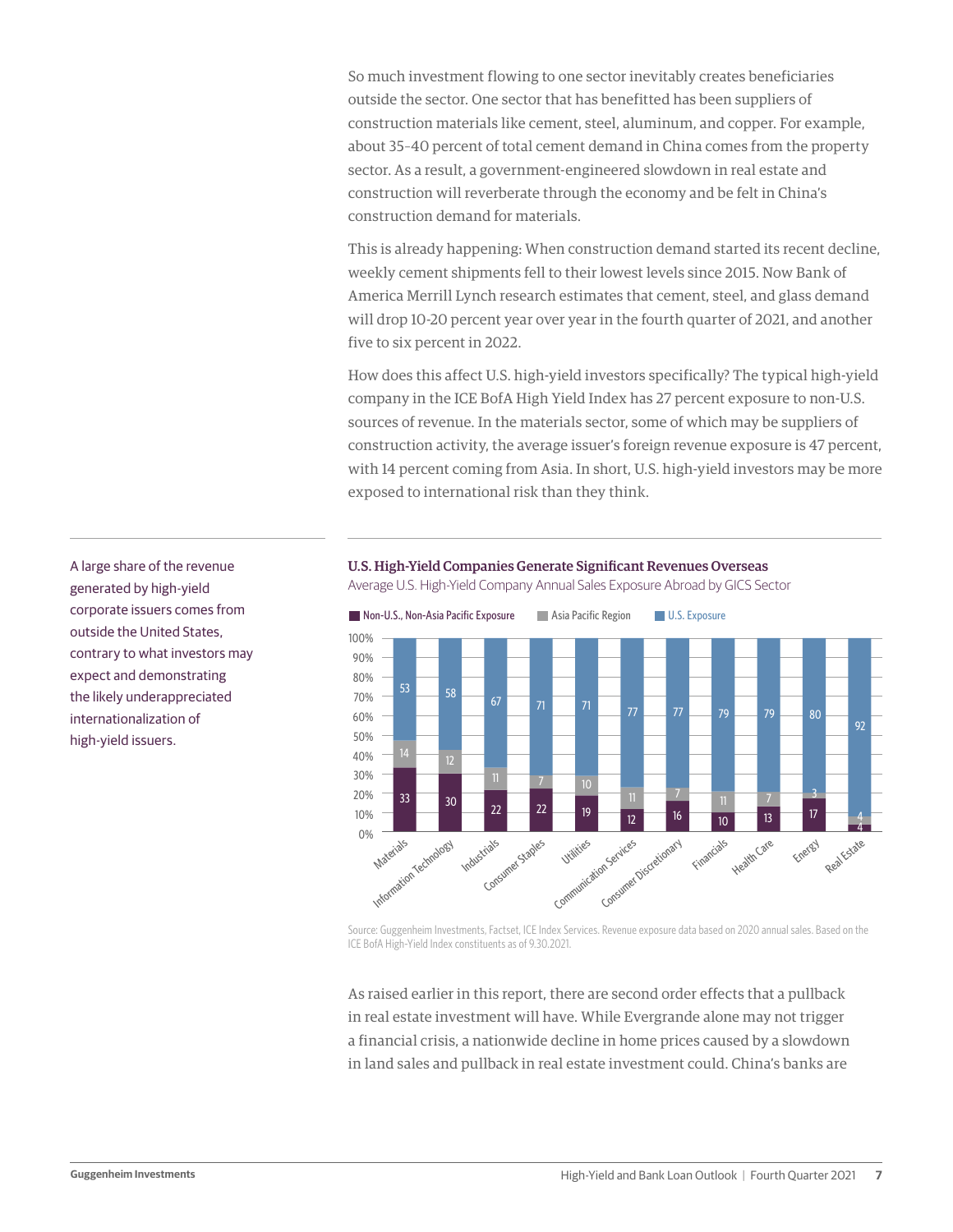So much investment flowing to one sector inevitably creates beneficiaries outside the sector. One sector that has benefitted has been suppliers of construction materials like cement, steel, aluminum, and copper. For example, about 35–40 percent of total cement demand in China comes from the property sector. As a result, a government-engineered slowdown in real estate and construction will reverberate through the economy and be felt in China's construction demand for materials.

This is already happening: When construction demand started its recent decline, weekly cement shipments fell to their lowest levels since 2015. Now Bank of America Merrill Lynch research estimates that cement, steel, and glass demand will drop 10-20 percent year over year in the fourth quarter of 2021, and another five to six percent in 2022.

How does this affect U.S. high-yield investors specifically? The typical high-yield company in the ICE BofA High Yield Index has 27 percent exposure to non-U.S. sources of revenue. In the materials sector, some of which may be suppliers of construction activity, the average issuer's foreign revenue exposure is 47 percent, with 14 percent coming from Asia. In short, U.S. high-yield investors may be more exposed to international risk than they think.

A large share of the revenue generated by high-yield corporate issuers comes from outside the United States, contrary to what investors may expect and demonstrating the likely underappreciated internationalization of high-yield issuers.

**U.S. High-Yield Companies Generate Significant Revenues Overseas**

Average U.S. High-Yield Company Annual Sales Exposure Abroad by GICS Sector

| GICS Sector | Non-U.S., Non-Asia Pacific Exposure | Asia Pacific Region | U.S. Exposure |
|---|---|---|---|
| Materials | 33 | 14 | 53 |
| Information Technology | 30 | 12 | 58 |
| Industrials | 22 | 11 | 67 |
| Consumer Staples | 22 | 7 | 71 |
| Utilities | 19 | 10 | 71 |
| Communication Services | 12 | 11 | 77 |
| Consumer Discretionary | 16 | 7 | 77 |
| Financials | 10 | 11 | 79 |
| Health Care | 13 | 7 | 79 |
| Energy | 17 | 3 | 80 |
| Real Estate | 4 | 4 | 92 |

Source: Guggenheim Investments, Factset, ICE Index Services. Revenue exposure data based on 2020 annual sales. Based on the ICE BofA High-Yield Index constituents as of 9.30.2021.

As raised earlier in this report, there are second order effects that a pullback in real estate investment will have. While Evergrande alone may not trigger a financial crisis, a nationwide decline in home prices caused by a slowdown in land sales and pullback in real estate investment could. China's banks are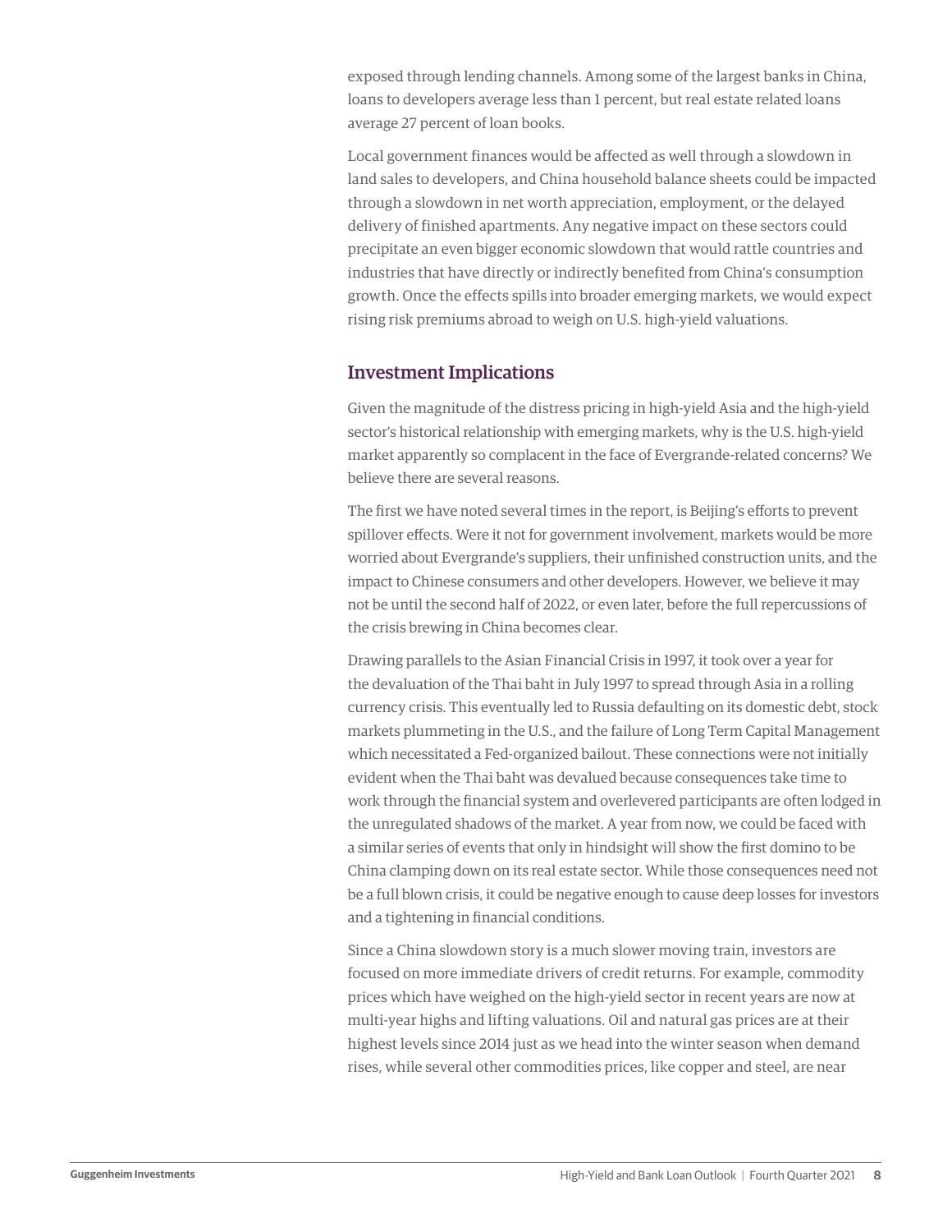exposed through lending channels. Among some of the largest banks in China, loans to developers average less than 1 percent, but real estate related loans average 27 percent of loan books.

Local government finances would be affected as well through a slowdown in land sales to developers, and China household balance sheets could be impacted through a slowdown in net worth appreciation, employment, or the delayed delivery of finished apartments. Any negative impact on these sectors could precipitate an even bigger economic slowdown that would rattle countries and industries that have directly or indirectly benefited from China's consumption growth. Once the effects spills into broader emerging markets, we would expect rising risk premiums abroad to weigh on U.S. high-yield valuations.

## Investment Implications

Given the magnitude of the distress pricing in high-yield Asia and the high-yield sector's historical relationship with emerging markets, why is the U.S. high-yield market apparently so complacent in the face of Evergrande-related concerns? We believe there are several reasons.

The first we have noted several times in the report, is Beijing's efforts to prevent spillover effects. Were it not for government involvement, markets would be more worried about Evergrande's suppliers, their unfinished construction units, and the impact to Chinese consumers and other developers. However, we believe it may not be until the second half of 2022, or even later, before the full repercussions of the crisis brewing in China becomes clear.

Drawing parallels to the Asian Financial Crisis in 1997, it took over a year for the devaluation of the Thai baht in July 1997 to spread through Asia in a rolling currency crisis. This eventually led to Russia defaulting on its domestic debt, stock markets plummeting in the U.S., and the failure of Long Term Capital Management which necessitated a Fed-organized bailout. These connections were not initially evident when the Thai baht was devalued because consequences take time to work through the financial system and overlevered participants are often lodged in the unregulated shadows of the market. A year from now, we could be faced with a similar series of events that only in hindsight will show the first domino to be China clamping down on its real estate sector. While those consequences need not be a full blown crisis, it could be negative enough to cause deep losses for investors and a tightening in financial conditions.

Since a China slowdown story is a much slower moving train, investors are focused on more immediate drivers of credit returns. For example, commodity prices which have weighed on the high-yield sector in recent years are now at multi-year highs and lifting valuations. Oil and natural gas prices are at their highest levels since 2014 just as we head into the winter season when demand rises, while several other commodities prices, like copper and steel, are near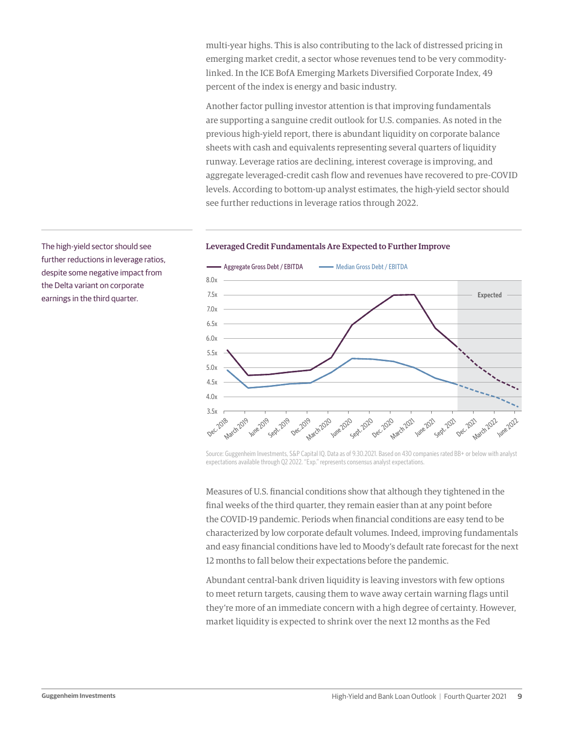multi-year highs. This is also contributing to the lack of distressed pricing in emerging market credit, a sector whose revenues tend to be very commodity-linked. In the ICE BofA Emerging Markets Diversified Corporate Index, 49 percent of the index is energy and basic industry.

Another factor pulling investor attention is that improving fundamentals are supporting a sanguine credit outlook for U.S. companies. As noted in the previous high-yield report, there is abundant liquidity on corporate balance sheets with cash and equivalents representing several quarters of liquidity runway. Leverage ratios are declining, interest coverage is improving, and aggregate leveraged-credit cash flow and revenues have recovered to pre-COVID levels. According to bottom-up analyst estimates, the high-yield sector should see further reductions in leverage ratios through 2022.

The high-yield sector should see further reductions in leverage ratios, despite some negative impact from the Delta variant on corporate earnings in the third quarter.

**Leveraged Credit Fundamentals Are Expected to Further Improve**

Source: Guggenheim Investments, S&P Capital IQ. Data as of 9.30.2021. Based on 430 companies rated BB+ or below with analyst expectations available through Q2 2022. "Exp." represents consensus analyst expectations.

Measures of U.S. financial conditions show that although they tightened in the final weeks of the third quarter, they remain easier than at any point before the COVID-19 pandemic. Periods when financial conditions are easy tend to be characterized by low corporate default volumes. Indeed, improving fundamentals and easy financial conditions have led to Moody's default rate forecast for the next 12 months to fall below their expectations before the pandemic.

Abundant central-bank driven liquidity is leaving investors with few options to meet return targets, causing them to wave away certain warning flags until they're more of an immediate concern with a high degree of certainty. However, market liquidity is expected to shrink over the next 12 months as the Fed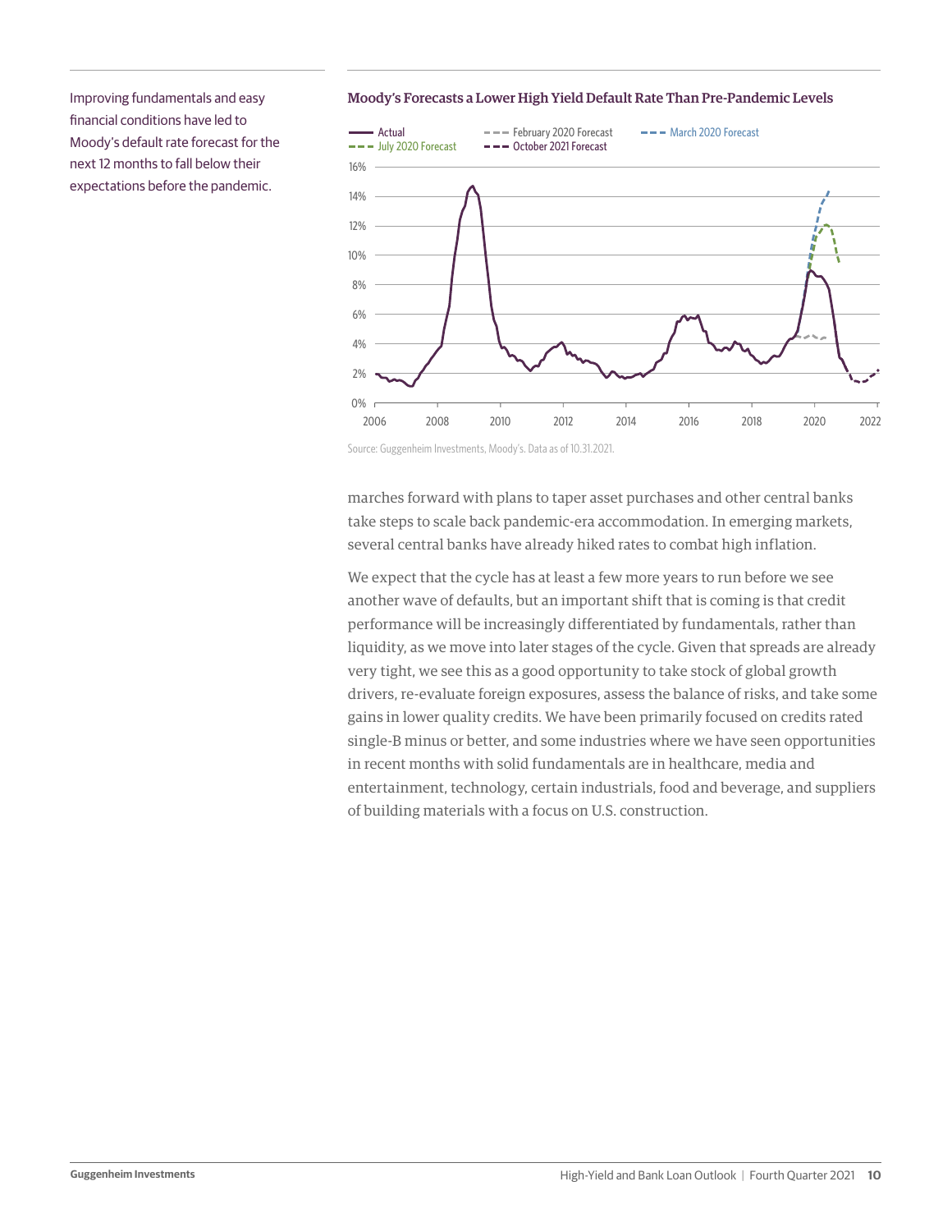Improving fundamentals and easy financial conditions have led to Moody's default rate forecast for the next 12 months to fall below their expectations before the pandemic.

**Moody's Forecasts a Lower High Yield Default Rate Than Pre-Pandemic Levels**

Source: Guggenheim Investments, Moody's. Data as of 10.31.2021.

marches forward with plans to taper asset purchases and other central banks take steps to scale back pandemic-era accommodation. In emerging markets, several central banks have already hiked rates to combat high inflation.

We expect that the cycle has at least a few more years to run before we see another wave of defaults, but an important shift that is coming is that credit performance will be increasingly differentiated by fundamentals, rather than liquidity, as we move into later stages of the cycle. Given that spreads are already very tight, we see this as a good opportunity to take stock of global growth drivers, re-evaluate foreign exposures, assess the balance of risks, and take some gains in lower quality credits. We have been primarily focused on credits rated single-B minus or better, and some industries where we have seen opportunities in recent months with solid fundamentals are in healthcare, media and entertainment, technology, certain industrials, food and beverage, and suppliers of building materials with a focus on U.S. construction.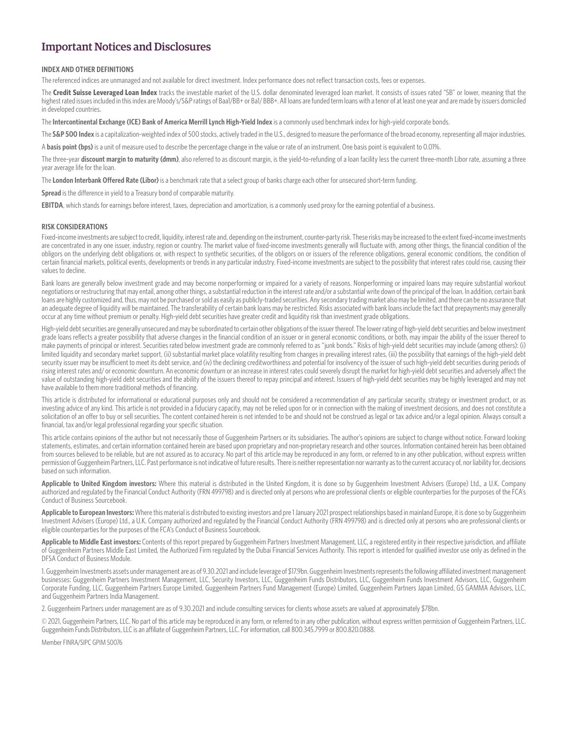# Important Notices and Disclosures

### INDEX AND OTHER DEFINITIONS

The referenced indices are unmanaged and not available for direct investment. Index performance does not reflect transaction costs, fees or expenses.

The **Credit Suisse Leveraged Loan Index** tracks the investable market of the U.S. dollar denominated leveraged loan market. It consists of issues rated "5B" or lower, meaning that the highest rated issues included in this index are Moody's/S&P ratings of Baa1/BB+ or Ba1/ BBB+. All loans are funded term loans with a tenor of at least one year and are made by issuers domiciled in developed countries.

The **Intercontinental Exchange (ICE) Bank of America Merrill Lynch High-Yield Index** is a commonly used benchmark index for high-yield corporate bonds.

The **S&P 500 Index** is a capitalization-weighted index of 500 stocks, actively traded in the U.S., designed to measure the performance of the broad economy, representing all major industries.

A **basis point (bps)** is a unit of measure used to describe the percentage change in the value or rate of an instrument. One basis point is equivalent to 0.01%.

The three-year **discount margin to maturity (dmm)**, also referred to as discount margin, is the yield-to-refunding of a loan facility less the current three-month Libor rate, assuming a three year average life for the loan.

The **London Interbank Offered Rate (Libor)** is a benchmark rate that a select group of banks charge each other for unsecured short-term funding.

**Spread** is the difference in yield to a Treasury bond of comparable maturity.

**EBITDA**, which stands for earnings before interest, taxes, depreciation and amortization, is a commonly used proxy for the earning potential of a business.

### RISK CONSIDERATIONS

Fixed-income investments are subject to credit, liquidity, interest rate and, depending on the instrument, counter-party risk. These risks may be increased to the extent fixed-income investments are concentrated in any one issuer, industry, region or country. The market value of fixed-income investments generally will fluctuate with, among other things, the financial condition of the obligors on the underlying debt obligations or, with respect to synthetic securities, of the obligors on or issuers of the reference obligations, general economic conditions, the condition of certain financial markets, political events, developments or trends in any particular industry. Fixed-income investments are subject to the possibility that interest rates could rise, causing their values to decline.

Bank loans are generally below investment grade and may become nonperforming or impaired for a variety of reasons. Nonperforming or impaired loans may require substantial workout negotiations or restructuring that may entail, among other things, a substantial reduction in the interest rate and/or a substantial write down of the principal of the loan. In addition, certain bank loans are highly customized and, thus, may not be purchased or sold as easily as publicly-traded securities. Any secondary trading market also may be limited, and there can be no assurance that an adequate degree of liquidity will be maintained. The transferability of certain bank loans may be restricted. Risks associated with bank loans include the fact that prepayments may generally occur at any time without premium or penalty. High-yield debt securities have greater credit and liquidity risk than investment grade obligations.

High-yield debt securities are generally unsecured and may be subordinated to certain other obligations of the issuer thereof. The lower rating of high-yield debt securities and below investment grade loans reflects a greater possibility that adverse changes in the financial condition of an issuer or in general economic conditions, or both, may impair the ability of the issuer thereof to make payments of principal or interest. Securities rated below investment grade are commonly referred to as "junk bonds." Risks of high-yield debt securities may include (among others): (i) limited liquidity and secondary market support, (ii) substantial market place volatility resulting from changes in prevailing interest rates, (iii) the possibility that earnings of the high-yield debt security issuer may be insufficient to meet its debt service, and (iv) the declining creditworthiness and potential for insolvency of the issuer of such high-yield debt securities during periods of rising interest rates and/ or economic downturn. An economic downturn or an increase in interest rates could severely disrupt the market for high-yield debt securities and adversely affect the value of outstanding high-yield debt securities and the ability of the issuers thereof to repay principal and interest. Issuers of high-yield debt securities may be highly leveraged and may not have available to them more traditional methods of financing.

This article is distributed for informational or educational purposes only and should not be considered a recommendation of any particular security, strategy or investment product, or as investing advice of any kind. This article is not provided in a fiduciary capacity, may not be relied upon for or in connection with the making of investment decisions, and does not constitute a solicitation of an offer to buy or sell securities. The content contained herein is not intended to be and should not be construed as legal or tax advice and/or a legal opinion. Always consult a financial, tax and/or legal professional regarding your specific situation.

This article contains opinions of the author but not necessarily those of Guggenheim Partners or its subsidiaries. The author's opinions are subject to change without notice. Forward looking statements, estimates, and certain information contained herein are based upon proprietary and non-proprietary research and other sources. Information contained herein has been obtained from sources believed to be reliable, but are not assured as to accuracy. No part of this article may be reproduced in any form, or referred to in any other publication, without express written permission of Guggenheim Partners, LLC. Past performance is not indicative of future results. There is neither representation nor warranty as to the current accuracy of, nor liability for, decisions based on such information.

**Applicable to United Kingdom investors:** Where this material is distributed in the United Kingdom, it is done so by Guggenheim Investment Advisers (Europe) Ltd., a U.K. Company authorized and regulated by the Financial Conduct Authority (FRN 499798) and is directed only at persons who are professional clients or eligible counterparties for the purposes of the FCA's Conduct of Business Sourcebook.

**Applicable to European Investors:** Where this material is distributed to existing investors and pre 1 January 2021 prospect relationships based in mainland Europe, it is done so by Guggenheim Investment Advisers (Europe) Ltd., a U.K. Company authorized and regulated by the Financial Conduct Authority (FRN 499798) and is directed only at persons who are professional clients or eligible counterparties for the purposes of the FCA's Conduct of Business Sourcebook.

**Applicable to Middle East investors:** Contents of this report prepared by Guggenheim Partners Investment Management, LLC, a registered entity in their respective jurisdiction, and affiliate of Guggenheim Partners Middle East Limited, the Authorized Firm regulated by the Dubai Financial Services Authority. This report is intended for qualified investor use only as defined in the DFSA Conduct of Business Module.

1. Guggenheim Investments assets under management are as of 9.30.2021 and include leverage of $17.9bn. Guggenheim Investments represents the following affiliated investment management businesses: Guggenheim Partners Investment Management, LLC, Security Investors, LLC, Guggenheim Funds Distributors, LLC, Guggenheim Funds Investment Advisors, LLC, Guggenheim Corporate Funding, LLC, Guggenheim Partners Europe Limited, Guggenheim Partners Fund Management (Europe) Limited, Guggenheim Partners Japan Limited, GS GAMMA Advisors, LLC, and Guggenheim Partners India Management.

2. Guggenheim Partners under management are as of 9.30.2021 and include consulting services for clients whose assets are valued at approximately $78bn.

© 2021, Guggenheim Partners, LLC. No part of this article may be reproduced in any form, or referred to in any other publication, without express written permission of Guggenheim Partners, LLC. Guggenheim Funds Distributors, LLC is an affiliate of Guggenheim Partners, LLC. For information, call 800.345.7999 or 800.820.0888.

Member FINRA/SIPC GPIM 50076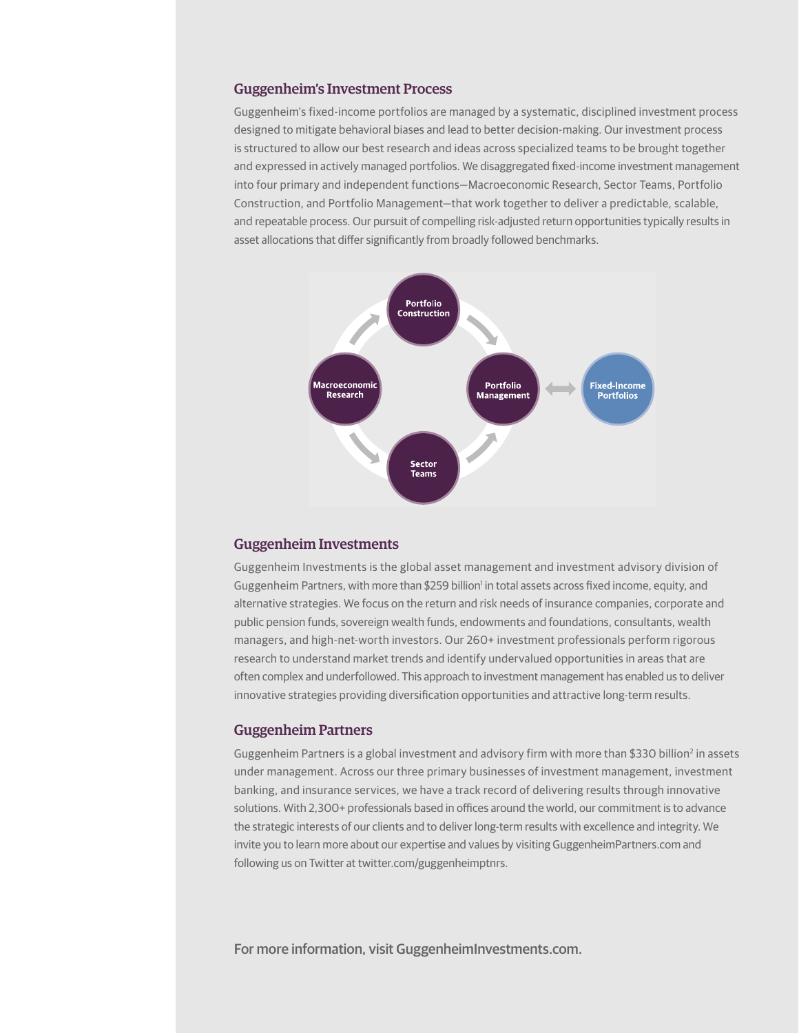## Guggenheim's Investment Process

Guggenheim's fixed-income portfolios are managed by a systematic, disciplined investment process designed to mitigate behavioral biases and lead to better decision-making. Our investment process is structured to allow our best research and ideas across specialized teams to be brought together and expressed in actively managed portfolios. We disaggregated fixed-income investment management into four primary and independent functions—Macroeconomic Research, Sector Teams, Portfolio Construction, and Portfolio Management—that work together to deliver a predictable, scalable, and repeatable process. Our pursuit of compelling risk-adjusted return opportunities typically results in asset allocations that differ significantly from broadly followed benchmarks.

Portfolio Construction

Macroeconomic Research

Portfolio Management

Fixed-Income Portfolios

Sector Teams

## Guggenheim Investments

Guggenheim Investments is the global asset management and investment advisory division of Guggenheim Partners, with more than $259 billion[1] in total assets across fixed income, equity, and alternative strategies. We focus on the return and risk needs of insurance companies, corporate and public pension funds, sovereign wealth funds, endowments and foundations, consultants, wealth managers, and high-net-worth investors. Our 260+ investment professionals perform rigorous research to understand market trends and identify undervalued opportunities in areas that are often complex and underfollowed. This approach to investment management has enabled us to deliver innovative strategies providing diversification opportunities and attractive long-term results.

## Guggenheim Partners

Guggenheim Partners is a global investment and advisory firm with more than $330 billion[2] in assets under management. Across our three primary businesses of investment management, investment banking, and insurance services, we have a track record of delivering results through innovative solutions. With 2,300+ professionals based in offices around the world, our commitment is to advance the strategic interests of our clients and to deliver long-term results with excellence and integrity. We invite you to learn more about our expertise and values by visiting GuggenheimPartners.com and following us on Twitter at twitter.com/guggenheimptnrs.

For more information, visit GuggenheimInvestments.com.